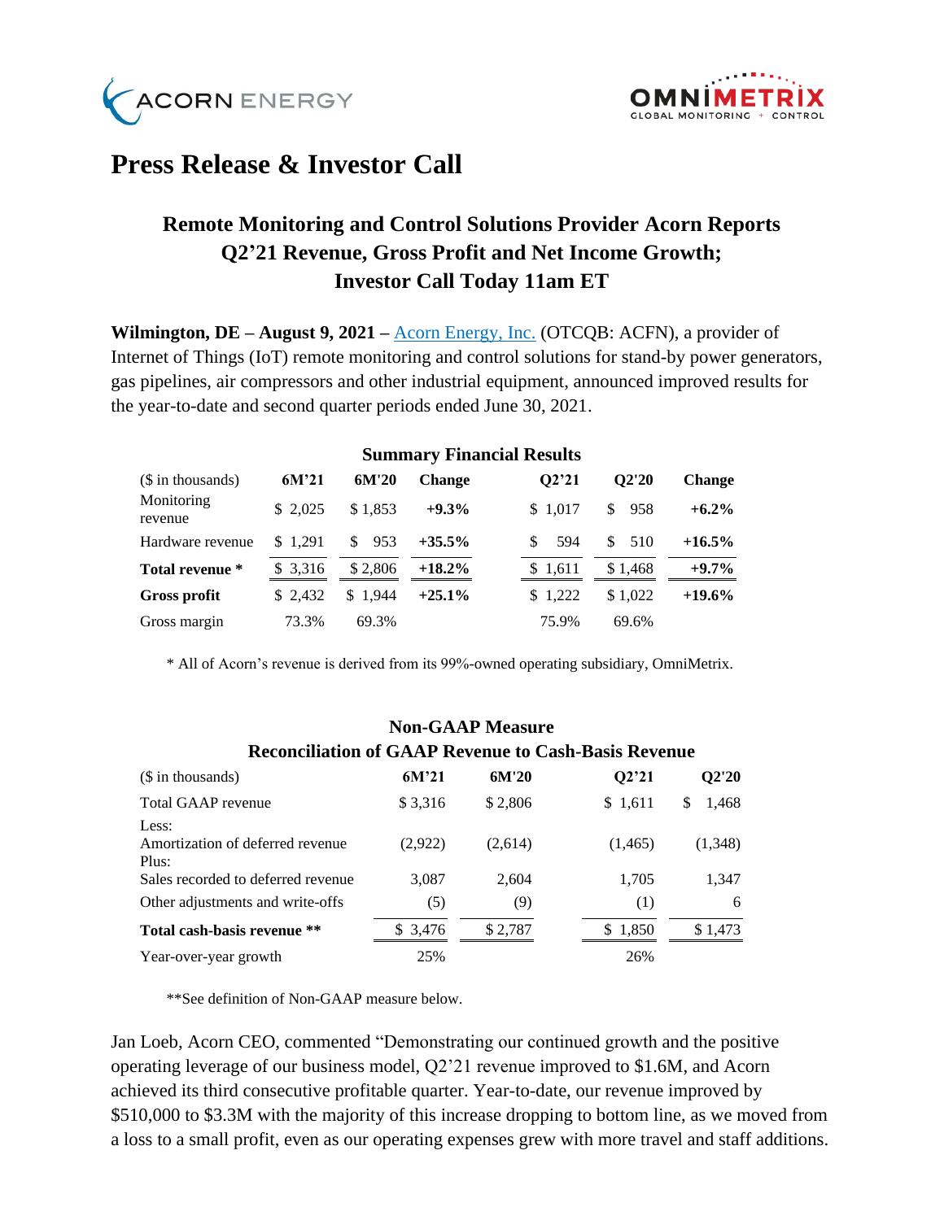# Press Release & Investor Call

## Remote Monitoring and Control Solutions Provider Acorn Reports Q2'21 Revenue, Gross Profit and Net Income Growth; Investor Call Today 11am ET

**Wilmington, DE – August 9, 2021 –** Acorn Energy, Inc. (OTCQB: ACFN), a provider of Internet of Things (IoT) remote monitoring and control solutions for stand-by power generators, gas pipelines, air compressors and other industrial equipment, announced improved results for the year-to-date and second quarter periods ended June 30, 2021.

**Summary Financial Results**

| ($ in thousands) | 6M'21 | 6M'20 | Change | Q2'21 | Q2'20 | Change |
|---|---|---|---|---|---|---|
| Monitoring revenue | $ 2,025 | $ 1,853 | **+9.3%** | $ 1,017 | $ 958 | **+6.2%** |
| Hardware revenue | $ 1,291 | $ 953 | **+35.5%** | $ 594 | $ 510 | **+16.5%** |
| **Total revenue \*** | $ 3,316 | $ 2,806 | **+18.2%** | $ 1,611 | $ 1,468 | **+9.7%** |
| **Gross profit** | $ 2,432 | $ 1,944 | **+25.1%** | $ 1,222 | $ 1,022 | **+19.6%** |
| Gross margin | 73.3% | 69.3% | | 75.9% | 69.6% | |

\* All of Acorn's revenue is derived from its 99%-owned operating subsidiary, OmniMetrix.

**Non-GAAP Measure**
**Reconciliation of GAAP Revenue to Cash-Basis Revenue**

| ($ in thousands) | 6M'21 | 6M'20 | Q2'21 | Q2'20 |
|---|---|---|---|---|
| Total GAAP revenue | $ 3,316 | $ 2,806 | $ 1,611 | $ 1,468 |
| Less: Amortization of deferred revenue | (2,922) | (2,614) | (1,465) | (1,348) |
| Plus: Sales recorded to deferred revenue | 3,087 | 2,604 | 1,705 | 1,347 |
| Other adjustments and write-offs | (5) | (9) | (1) | 6 |
| **Total cash-basis revenue \*\*** | $ 3,476 | $ 2,787 | $ 1,850 | $ 1,473 |
| Year-over-year growth | 25% | | 26% | |

\*\*See definition of Non-GAAP measure below.

Jan Loeb, Acorn CEO, commented "Demonstrating our continued growth and the positive operating leverage of our business model, Q2'21 revenue improved to $1.6M, and Acorn achieved its third consecutive profitable quarter. Year-to-date, our revenue improved by $510,000 to $3.3M with the majority of this increase dropping to bottom line, as we moved from a loss to a small profit, even as our operating expenses grew with more travel and staff additions.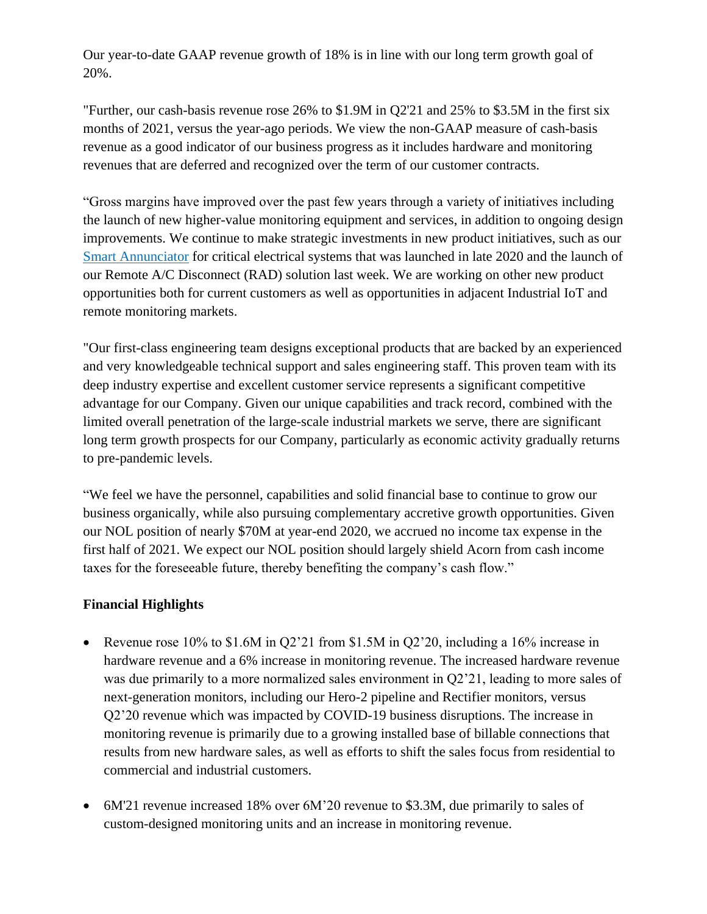Our year-to-date GAAP revenue growth of 18% is in line with our long term growth goal of 20%.

"Further, our cash-basis revenue rose 26% to $1.9M in Q2'21 and 25% to $3.5M in the first six months of 2021, versus the year-ago periods. We view the non-GAAP measure of cash-basis revenue as a good indicator of our business progress as it includes hardware and monitoring revenues that are deferred and recognized over the term of our customer contracts.

"Gross margins have improved over the past few years through a variety of initiatives including the launch of new higher-value monitoring equipment and services, in addition to ongoing design improvements. We continue to make strategic investments in new product initiatives, such as our Smart Annunciator for critical electrical systems that was launched in late 2020 and the launch of our Remote A/C Disconnect (RAD) solution last week. We are working on other new product opportunities both for current customers as well as opportunities in adjacent Industrial IoT and remote monitoring markets.

"Our first-class engineering team designs exceptional products that are backed by an experienced and very knowledgeable technical support and sales engineering staff. This proven team with its deep industry expertise and excellent customer service represents a significant competitive advantage for our Company. Given our unique capabilities and track record, combined with the limited overall penetration of the large-scale industrial markets we serve, there are significant long term growth prospects for our Company, particularly as economic activity gradually returns to pre-pandemic levels.

"We feel we have the personnel, capabilities and solid financial base to continue to grow our business organically, while also pursuing complementary accretive growth opportunities. Given our NOL position of nearly $70M at year-end 2020, we accrued no income tax expense in the first half of 2021. We expect our NOL position should largely shield Acorn from cash income taxes for the foreseeable future, thereby benefiting the company's cash flow."

**Financial Highlights**

- Revenue rose 10% to $1.6M in Q2'21 from $1.5M in Q2'20, including a 16% increase in hardware revenue and a 6% increase in monitoring revenue. The increased hardware revenue was due primarily to a more normalized sales environment in Q2'21, leading to more sales of next-generation monitors, including our Hero-2 pipeline and Rectifier monitors, versus Q2'20 revenue which was impacted by COVID-19 business disruptions. The increase in monitoring revenue is primarily due to a growing installed base of billable connections that results from new hardware sales, as well as efforts to shift the sales focus from residential to commercial and industrial customers.

- 6M'21 revenue increased 18% over 6M'20 revenue to $3.3M, due primarily to sales of custom-designed monitoring units and an increase in monitoring revenue.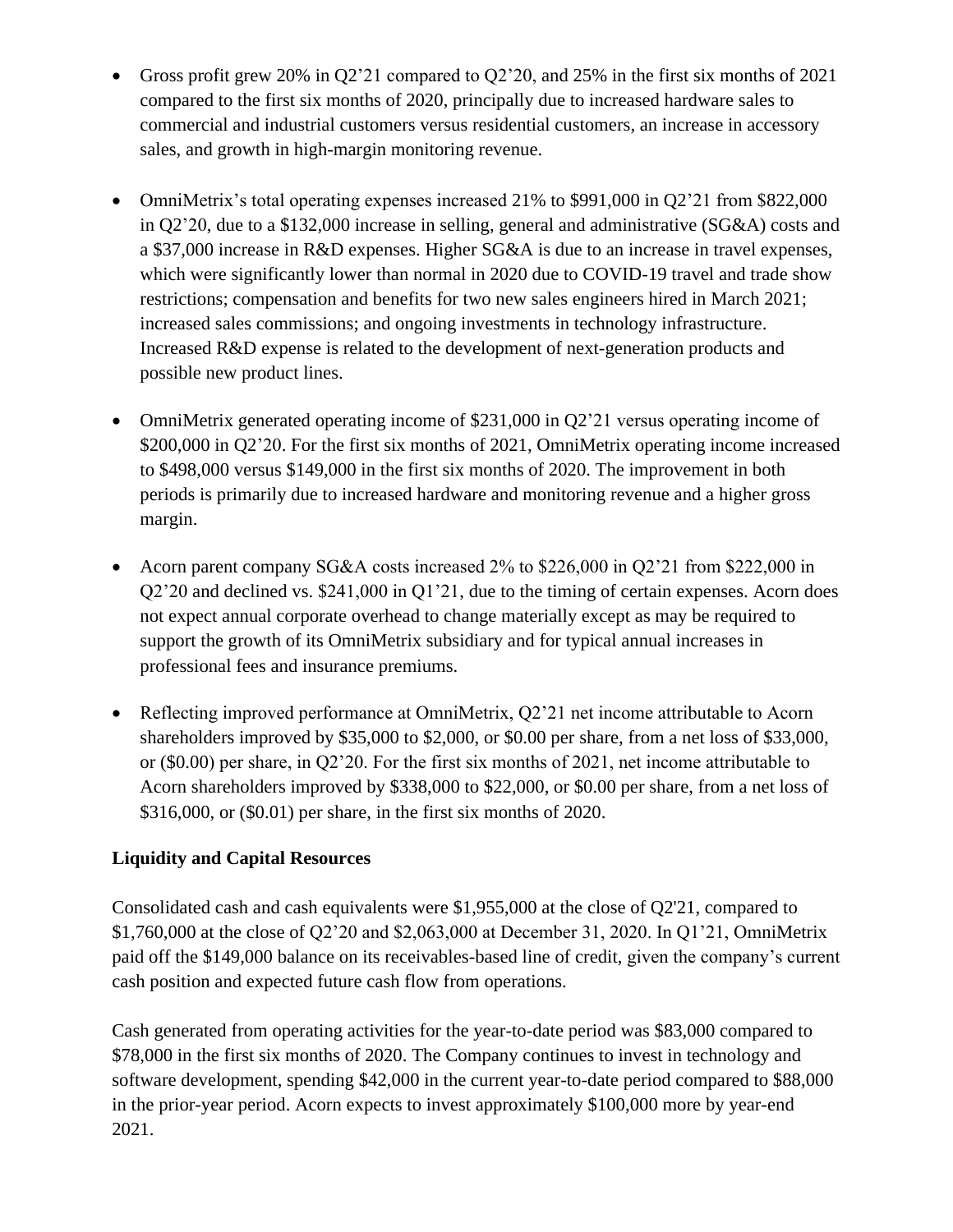- Gross profit grew 20% in Q2'21 compared to Q2'20, and 25% in the first six months of 2021 compared to the first six months of 2020, principally due to increased hardware sales to commercial and industrial customers versus residential customers, an increase in accessory sales, and growth in high-margin monitoring revenue.

- OmniMetrix's total operating expenses increased 21% to $991,000 in Q2'21 from $822,000 in Q2'20, due to a $132,000 increase in selling, general and administrative (SG&A) costs and a $37,000 increase in R&D expenses. Higher SG&A is due to an increase in travel expenses, which were significantly lower than normal in 2020 due to COVID-19 travel and trade show restrictions; compensation and benefits for two new sales engineers hired in March 2021; increased sales commissions; and ongoing investments in technology infrastructure. Increased R&D expense is related to the development of next-generation products and possible new product lines.

- OmniMetrix generated operating income of $231,000 in Q2'21 versus operating income of $200,000 in Q2'20. For the first six months of 2021, OmniMetrix operating income increased to $498,000 versus $149,000 in the first six months of 2020. The improvement in both periods is primarily due to increased hardware and monitoring revenue and a higher gross margin.

- Acorn parent company SG&A costs increased 2% to $226,000 in Q2'21 from $222,000 in Q2'20 and declined vs. $241,000 in Q1'21, due to the timing of certain expenses. Acorn does not expect annual corporate overhead to change materially except as may be required to support the growth of its OmniMetrix subsidiary and for typical annual increases in professional fees and insurance premiums.

- Reflecting improved performance at OmniMetrix, Q2'21 net income attributable to Acorn shareholders improved by $35,000 to $2,000, or $0.00 per share, from a net loss of $33,000, or ($0.00) per share, in Q2'20. For the first six months of 2021, net income attributable to Acorn shareholders improved by $338,000 to $22,000, or $0.00 per share, from a net loss of $316,000, or ($0.01) per share, in the first six months of 2020.

**Liquidity and Capital Resources**

Consolidated cash and cash equivalents were $1,955,000 at the close of Q2'21, compared to $1,760,000 at the close of Q2'20 and $2,063,000 at December 31, 2020. In Q1'21, OmniMetrix paid off the $149,000 balance on its receivables-based line of credit, given the company's current cash position and expected future cash flow from operations.

Cash generated from operating activities for the year-to-date period was $83,000 compared to $78,000 in the first six months of 2020. The Company continues to invest in technology and software development, spending $42,000 in the current year-to-date period compared to $88,000 in the prior-year period. Acorn expects to invest approximately $100,000 more by year-end 2021.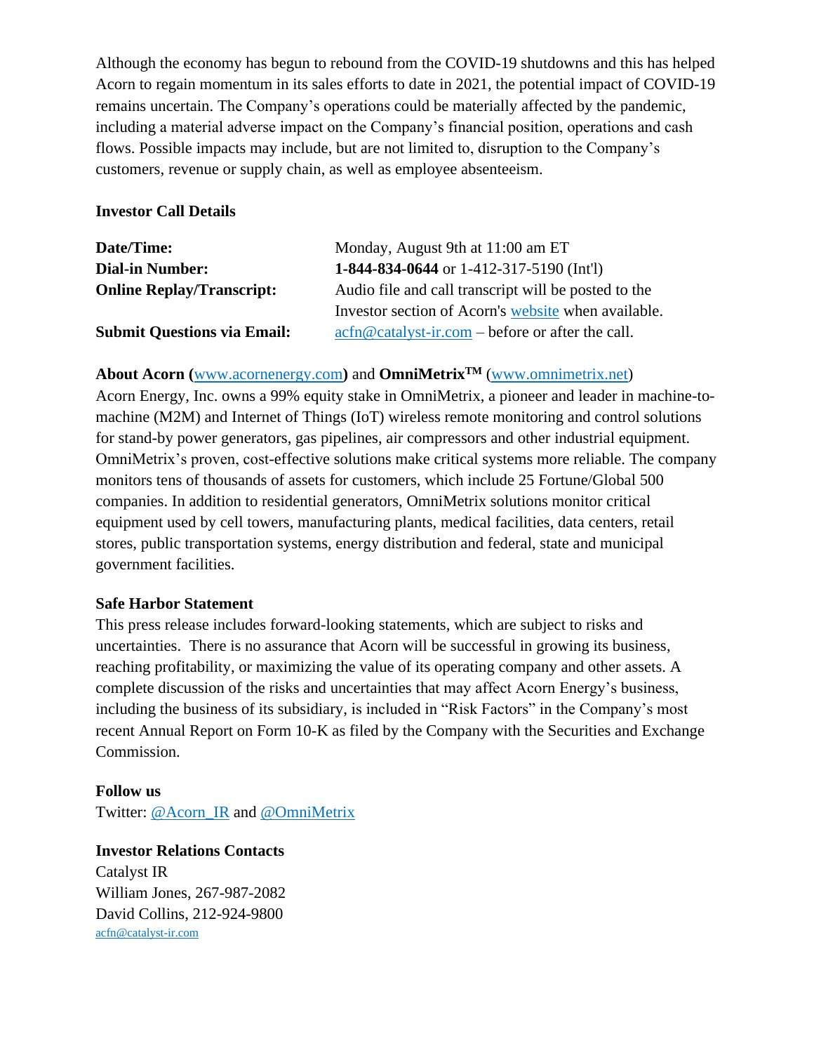Although the economy has begun to rebound from the COVID-19 shutdowns and this has helped Acorn to regain momentum in its sales efforts to date in 2021, the potential impact of COVID-19 remains uncertain. The Company's operations could be materially affected by the pandemic, including a material adverse impact on the Company's financial position, operations and cash flows. Possible impacts may include, but are not limited to, disruption to the Company's customers, revenue or supply chain, as well as employee absenteeism.

**Investor Call Details**

| | |
|---|---|
| **Date/Time:** | Monday, August 9th at 11:00 am ET |
| **Dial-in Number:** | **1-844-834-0644** or 1-412-317-5190 (Int'l) |
| **Online Replay/Transcript:** | Audio file and call transcript will be posted to the Investor section of Acorn's website when available. |
| **Submit Questions via Email:** | acfn@catalyst-ir.com – before or after the call. |

**About Acorn (**www.acornenergy.com**)** and **OmniMetrix™** (www.omnimetrix.net)
Acorn Energy, Inc. owns a 99% equity stake in OmniMetrix, a pioneer and leader in machine-to-machine (M2M) and Internet of Things (IoT) wireless remote monitoring and control solutions for stand-by power generators, gas pipelines, air compressors and other industrial equipment. OmniMetrix's proven, cost-effective solutions make critical systems more reliable. The company monitors tens of thousands of assets for customers, which include 25 Fortune/Global 500 companies. In addition to residential generators, OmniMetrix solutions monitor critical equipment used by cell towers, manufacturing plants, medical facilities, data centers, retail stores, public transportation systems, energy distribution and federal, state and municipal government facilities.

**Safe Harbor Statement**
This press release includes forward-looking statements, which are subject to risks and uncertainties. There is no assurance that Acorn will be successful in growing its business, reaching profitability, or maximizing the value of its operating company and other assets. A complete discussion of the risks and uncertainties that may affect Acorn Energy's business, including the business of its subsidiary, is included in "Risk Factors" in the Company's most recent Annual Report on Form 10-K as filed by the Company with the Securities and Exchange Commission.

**Follow us**
Twitter: @Acorn_IR and @OmniMetrix

**Investor Relations Contacts**
Catalyst IR
William Jones, 267-987-2082
David Collins, 212-924-9800
acfn@catalyst-ir.com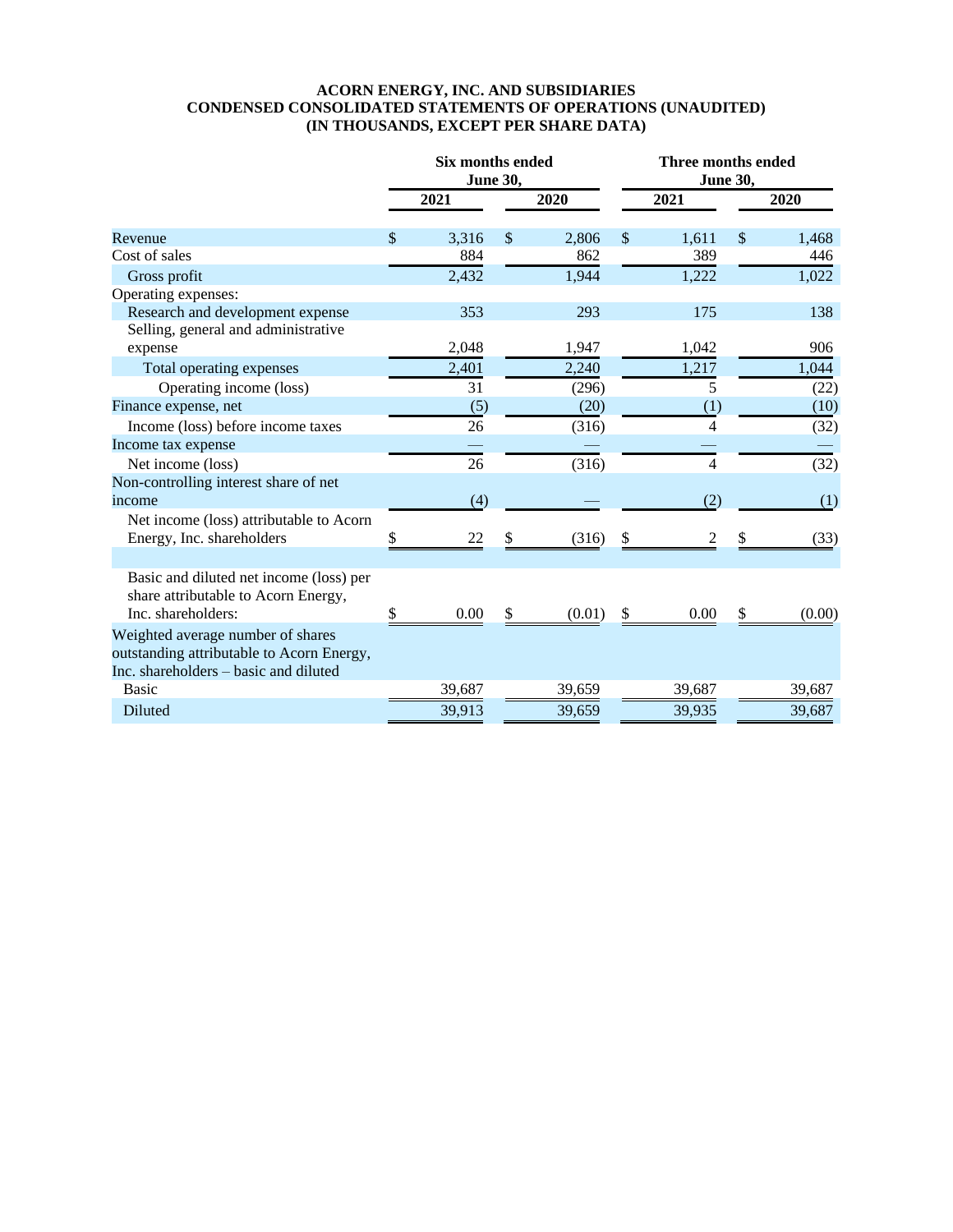**ACORN ENERGY, INC. AND SUBSIDIARIES**
**CONDENSED CONSOLIDATED STATEMENTS OF OPERATIONS (UNAUDITED)**
**(IN THOUSANDS, EXCEPT PER SHARE DATA)**

| | Six months ended June 30, | | Three months ended June 30, | |
|---|---|---|---|---|
| | **2021** | **2020** | **2021** | **2020** |
| Revenue | $ 3,316 | $ 2,806 | $ 1,611 | $ 1,468 |
| Cost of sales | 884 | 862 | 389 | 446 |
| Gross profit | 2,432 | 1,944 | 1,222 | 1,022 |
| Operating expenses: | | | | |
| Research and development expense | 353 | 293 | 175 | 138 |
| Selling, general and administrative expense | 2,048 | 1,947 | 1,042 | 906 |
| Total operating expenses | 2,401 | 2,240 | 1,217 | 1,044 |
| Operating income (loss) | 31 | (296) | 5 | (22) |
| Finance expense, net | (5) | (20) | (1) | (10) |
| Income (loss) before income taxes | 26 | (316) | 4 | (32) |
| Income tax expense | — | — | — | — |
| Net income (loss) | 26 | (316) | 4 | (32) |
| Non-controlling interest share of net income | (4) | — | (2) | (1) |
| Net income (loss) attributable to Acorn Energy, Inc. shareholders | $ 22 | $ (316) | $ 2 | $ (33) |
| | | | | |
| Basic and diluted net income (loss) per share attributable to Acorn Energy, Inc. shareholders: | $ 0.00 | $ (0.01) | $ 0.00 | $ (0.00) |
| Weighted average number of shares outstanding attributable to Acorn Energy, Inc. shareholders – basic and diluted | | | | |
| Basic | 39,687 | 39,659 | 39,687 | 39,687 |
| Diluted | 39,913 | 39,659 | 39,935 | 39,687 |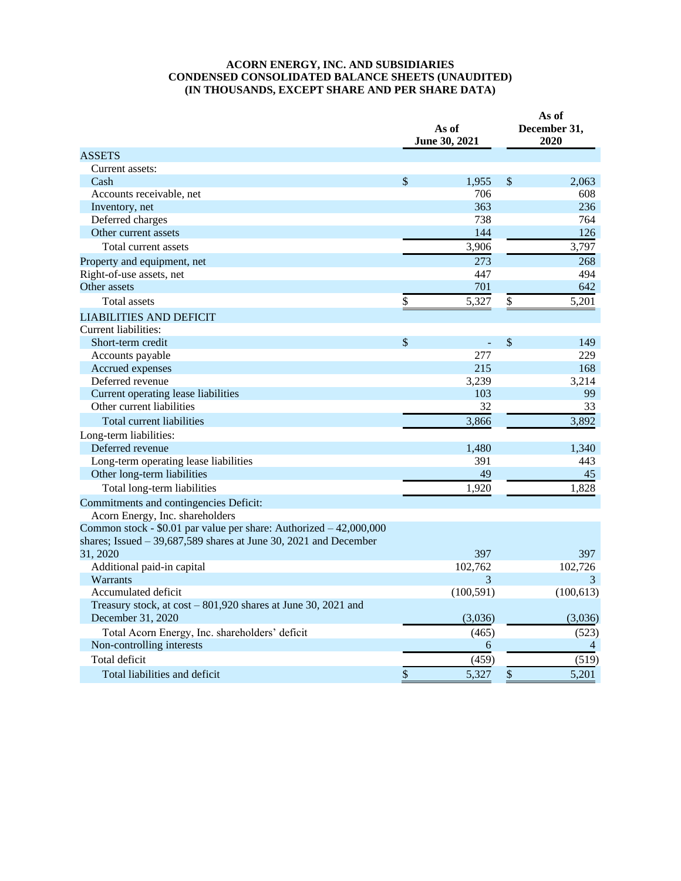**ACORN ENERGY, INC. AND SUBSIDIARIES**
**CONDENSED CONSOLIDATED BALANCE SHEETS (UNAUDITED)**
**(IN THOUSANDS, EXCEPT SHARE AND PER SHARE DATA)**

| | As of June 30, 2021 | As of December 31, 2020 |
|---|---|---|
| ASSETS | | |
| Current assets: | | |
| Cash | $ 1,955 | $ 2,063 |
| Accounts receivable, net | 706 | 608 |
| Inventory, net | 363 | 236 |
| Deferred charges | 738 | 764 |
| Other current assets | 144 | 126 |
| Total current assets | 3,906 | 3,797 |
| Property and equipment, net | 273 | 268 |
| Right-of-use assets, net | 447 | 494 |
| Other assets | 701 | 642 |
| Total assets | $ 5,327 | $ 5,201 |
| LIABILITIES AND DEFICIT | | |
| Current liabilities: | | |
| Short-term credit | $ - | $ 149 |
| Accounts payable | 277 | 229 |
| Accrued expenses | 215 | 168 |
| Deferred revenue | 3,239 | 3,214 |
| Current operating lease liabilities | 103 | 99 |
| Other current liabilities | 32 | 33 |
| Total current liabilities | 3,866 | 3,892 |
| Long-term liabilities: | | |
| Deferred revenue | 1,480 | 1,340 |
| Long-term operating lease liabilities | 391 | 443 |
| Other long-term liabilities | 49 | 45 |
| Total long-term liabilities | 1,920 | 1,828 |
| Commitments and contingencies Deficit: | | |
| Acorn Energy, Inc. shareholders | | |
| Common stock - $0.01 par value per share: Authorized – 42,000,000 shares; Issued – 39,687,589 shares at June 30, 2021 and December 31, 2020 | 397 | 397 |
| Additional paid-in capital | 102,762 | 102,726 |
| Warrants | 3 | 3 |
| Accumulated deficit | (100,591) | (100,613) |
| Treasury stock, at cost – 801,920 shares at June 30, 2021 and December 31, 2020 | (3,036) | (3,036) |
| Total Acorn Energy, Inc. shareholders' deficit | (465) | (523) |
| Non-controlling interests | 6 | 4 |
| Total deficit | (459) | (519) |
| Total liabilities and deficit | $ 5,327 | $ 5,201 |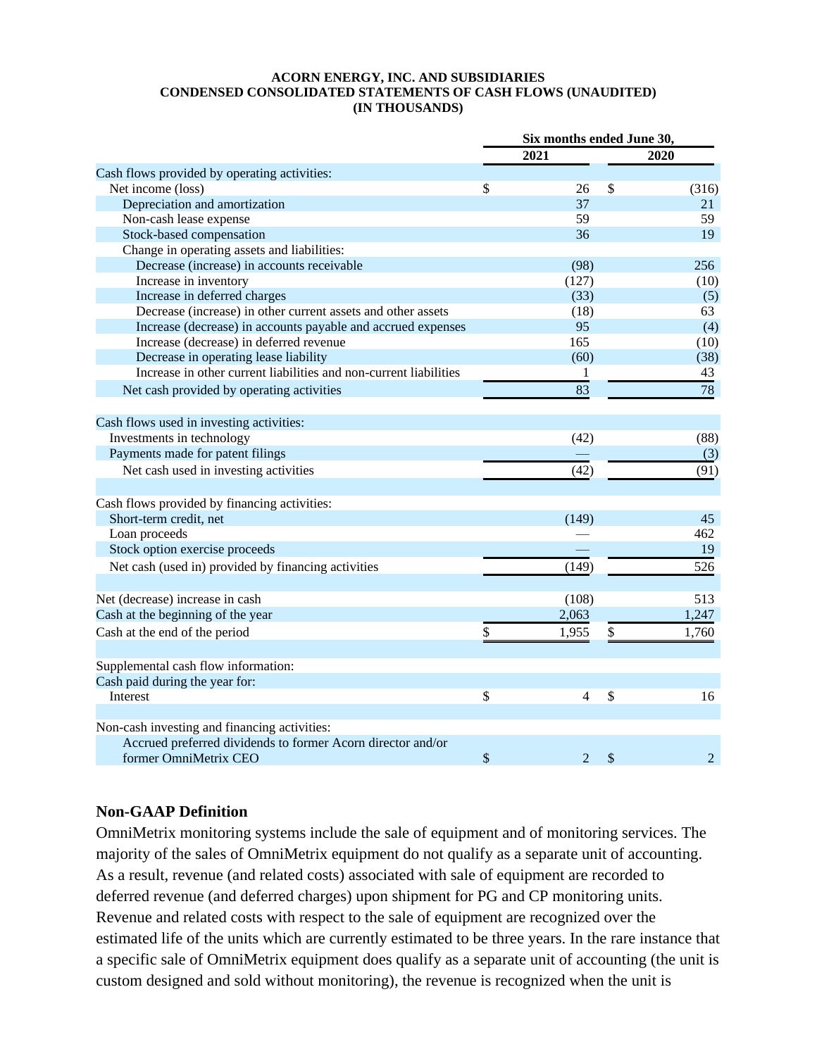**ACORN ENERGY, INC. AND SUBSIDIARIES**
**CONDENSED CONSOLIDATED STATEMENTS OF CASH FLOWS (UNAUDITED)**
**(IN THOUSANDS)**

| | Six months ended June 30, | |
|---|---|---|
| | **2021** | **2020** |
| Cash flows provided by operating activities: | | |
| Net income (loss) | $ 26 | $ (316) |
| Depreciation and amortization | 37 | 21 |
| Non-cash lease expense | 59 | 59 |
| Stock-based compensation | 36 | 19 |
| Change in operating assets and liabilities: | | |
| Decrease (increase) in accounts receivable | (98) | 256 |
| Increase in inventory | (127) | (10) |
| Increase in deferred charges | (33) | (5) |
| Decrease (increase) in other current assets and other assets | (18) | 63 |
| Increase (decrease) in accounts payable and accrued expenses | 95 | (4) |
| Increase (decrease) in deferred revenue | 165 | (10) |
| Decrease in operating lease liability | (60) | (38) |
| Increase in other current liabilities and non-current liabilities | 1 | 43 |
| Net cash provided by operating activities | 83 | 78 |
| | | |
| Cash flows used in investing activities: | | |
| Investments in technology | (42) | (88) |
| Payments made for patent filings | — | (3) |
| Net cash used in investing activities | (42) | (91) |
| | | |
| Cash flows provided by financing activities: | | |
| Short-term credit, net | (149) | 45 |
| Loan proceeds | — | 462 |
| Stock option exercise proceeds | — | 19 |
| Net cash (used in) provided by financing activities | (149) | 526 |
| | | |
| Net (decrease) increase in cash | (108) | 513 |
| Cash at the beginning of the year | 2,063 | 1,247 |
| Cash at the end of the period | $ 1,955 | $ 1,760 |
| | | |
| Supplemental cash flow information: | | |
| Cash paid during the year for: | | |
| Interest | $ 4 | $ 16 |
| | | |
| Non-cash investing and financing activities: | | |
| Accrued preferred dividends to former Acorn director and/or former OmniMetrix CEO | $ 2 | $ 2 |

## Non-GAAP Definition

OmniMetrix monitoring systems include the sale of equipment and of monitoring services. The majority of the sales of OmniMetrix equipment do not qualify as a separate unit of accounting. As a result, revenue (and related costs) associated with sale of equipment are recorded to deferred revenue (and deferred charges) upon shipment for PG and CP monitoring units. Revenue and related costs with respect to the sale of equipment are recognized over the estimated life of the units which are currently estimated to be three years. In the rare instance that a specific sale of OmniMetrix equipment does qualify as a separate unit of accounting (the unit is custom designed and sold without monitoring), the revenue is recognized when the unit is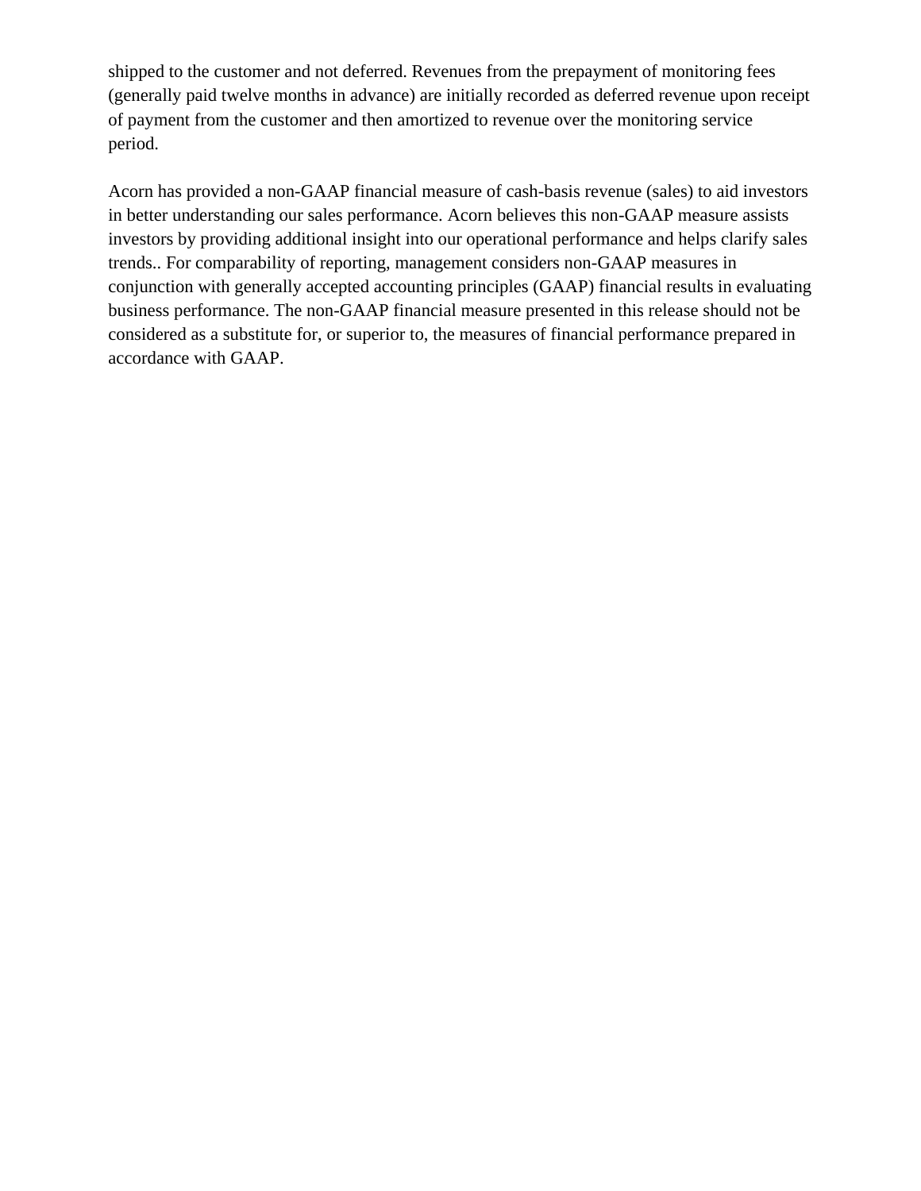shipped to the customer and not deferred. Revenues from the prepayment of monitoring fees (generally paid twelve months in advance) are initially recorded as deferred revenue upon receipt of payment from the customer and then amortized to revenue over the monitoring service period.

Acorn has provided a non-GAAP financial measure of cash-basis revenue (sales) to aid investors in better understanding our sales performance. Acorn believes this non-GAAP measure assists investors by providing additional insight into our operational performance and helps clarify sales trends.. For comparability of reporting, management considers non-GAAP measures in conjunction with generally accepted accounting principles (GAAP) financial results in evaluating business performance. The non-GAAP financial measure presented in this release should not be considered as a substitute for, or superior to, the measures of financial performance prepared in accordance with GAAP.